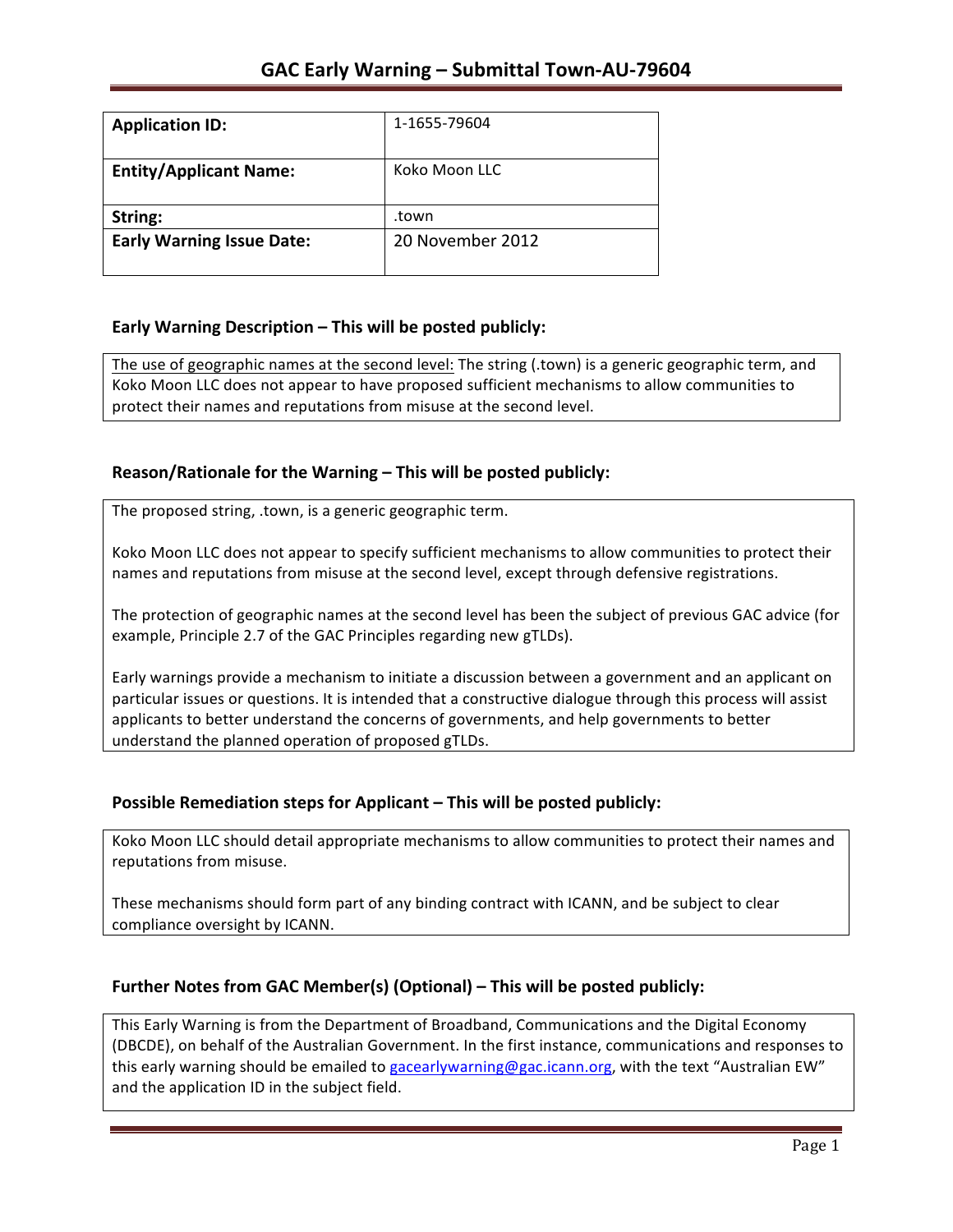# GAC Early Warning – Submittal Town-AU-79604

| Application ID: | 1-1655-79604 |
| --- | --- |
| Entity/Applicant Name: | Koko Moon LLC |
| String: | .town |
| Early Warning Issue Date: | 20 November 2012 |

## Early Warning Description – This will be posted publicly:

The use of geographic names at the second level: The string (.town) is a generic geographic term, and Koko Moon LLC does not appear to have proposed sufficient mechanisms to allow communities to protect their names and reputations from misuse at the second level.

## Reason/Rationale for the Warning – This will be posted publicly:

The proposed string, .town, is a generic geographic term.

Koko Moon LLC does not appear to specify sufficient mechanisms to allow communities to protect their names and reputations from misuse at the second level, except through defensive registrations.

The protection of geographic names at the second level has been the subject of previous GAC advice (for example, Principle 2.7 of the GAC Principles regarding new gTLDs).

Early warnings provide a mechanism to initiate a discussion between a government and an applicant on particular issues or questions. It is intended that a constructive dialogue through this process will assist applicants to better understand the concerns of governments, and help governments to better understand the planned operation of proposed gTLDs.

## Possible Remediation steps for Applicant – This will be posted publicly:

Koko Moon LLC should detail appropriate mechanisms to allow communities to protect their names and reputations from misuse.

These mechanisms should form part of any binding contract with ICANN, and be subject to clear compliance oversight by ICANN.

## Further Notes from GAC Member(s) (Optional) – This will be posted publicly:

This Early Warning is from the Department of Broadband, Communications and the Digital Economy (DBCDE), on behalf of the Australian Government. In the first instance, communications and responses to this early warning should be emailed to gacearlywarning@gac.icann.org, with the text "Australian EW" and the application ID in the subject field.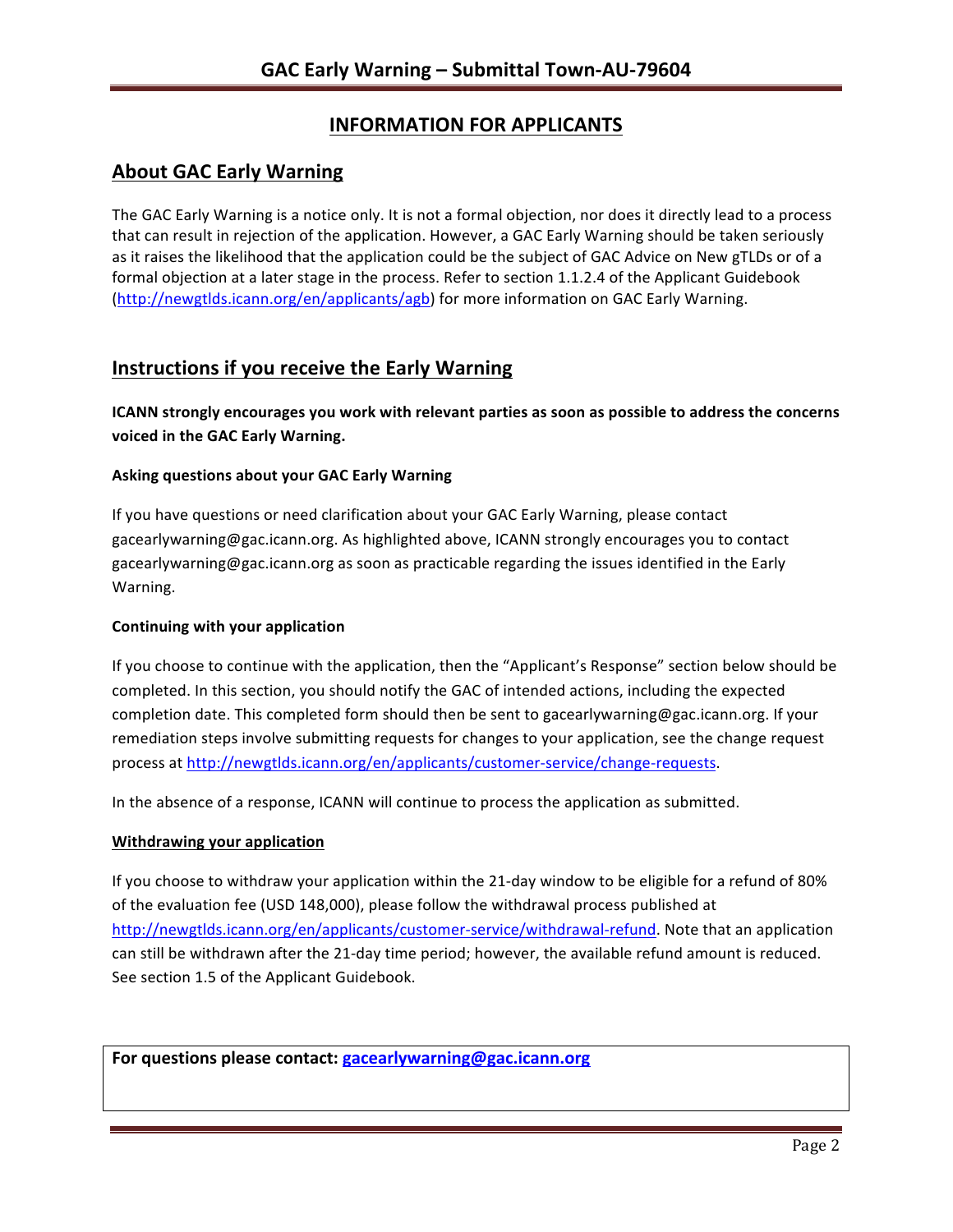## INFORMATION FOR APPLICANTS

## About GAC Early Warning

The GAC Early Warning is a notice only. It is not a formal objection, nor does it directly lead to a process that can result in rejection of the application. However, a GAC Early Warning should be taken seriously as it raises the likelihood that the application could be the subject of GAC Advice on New gTLDs or of a formal objection at a later stage in the process. Refer to section 1.1.2.4 of the Applicant Guidebook (http://newgtlds.icann.org/en/applicants/agb) for more information on GAC Early Warning.

## Instructions if you receive the Early Warning

**ICANN strongly encourages you work with relevant parties as soon as possible to address the concerns voiced in the GAC Early Warning.**

### Asking questions about your GAC Early Warning

If you have questions or need clarification about your GAC Early Warning, please contact gacearlywarning@gac.icann.org. As highlighted above, ICANN strongly encourages you to contact gacearlywarning@gac.icann.org as soon as practicable regarding the issues identified in the Early Warning.

### Continuing with your application

If you choose to continue with the application, then the "Applicant's Response" section below should be completed. In this section, you should notify the GAC of intended actions, including the expected completion date. This completed form should then be sent to gacearlywarning@gac.icann.org. If your remediation steps involve submitting requests for changes to your application, see the change request process at http://newgtlds.icann.org/en/applicants/customer-service/change-requests.

In the absence of a response, ICANN will continue to process the application as submitted.

### Withdrawing your application

If you choose to withdraw your application within the 21-day window to be eligible for a refund of 80% of the evaluation fee (USD 148,000), please follow the withdrawal process published at http://newgtlds.icann.org/en/applicants/customer-service/withdrawal-refund. Note that an application can still be withdrawn after the 21-day time period; however, the available refund amount is reduced. See section 1.5 of the Applicant Guidebook.

**For questions please contact: gacearlywarning@gac.icann.org**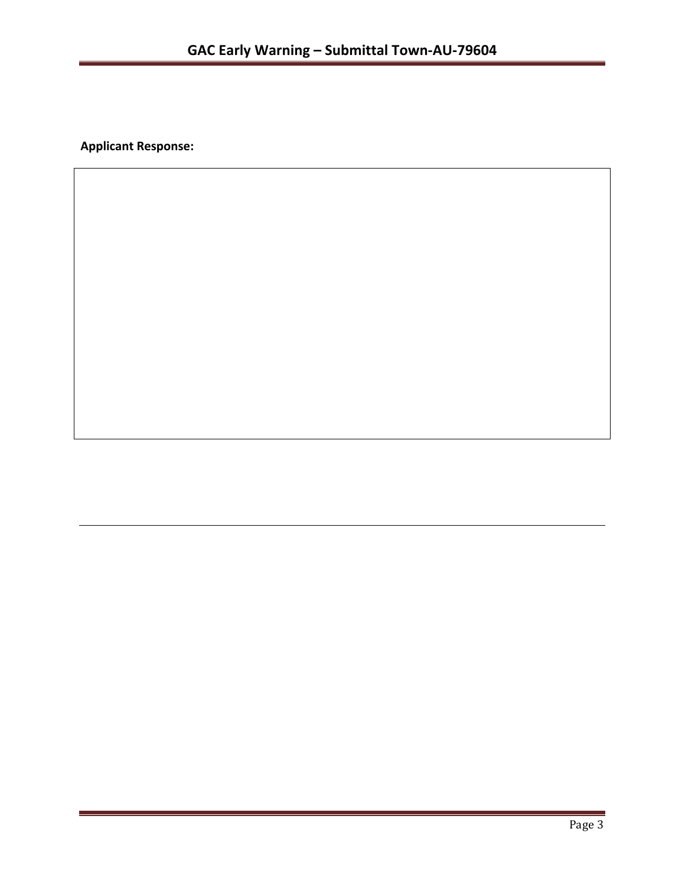**Applicant Response:**